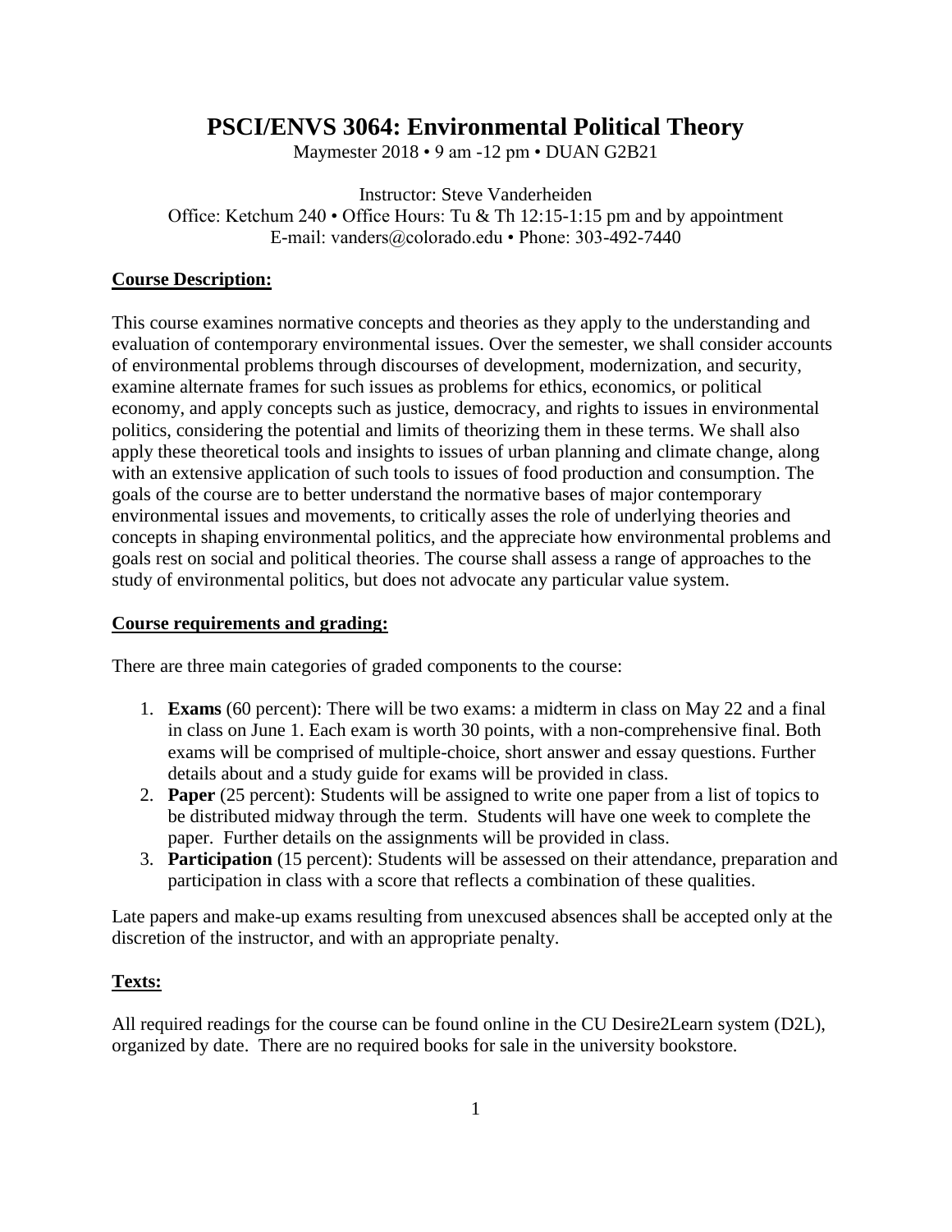# PSCI/ENVS 3064: Environmental Political Theory

Maymester 2018 • 9 am -12 pm • DUAN G2B21

Instructor: Steve Vanderheiden
Office: Ketchum 240 • Office Hours: Tu & Th 12:15-1:15 pm and by appointment
E-mail: vanders@colorado.edu • Phone: 303-492-7440

**Course Description:**

This course examines normative concepts and theories as they apply to the understanding and evaluation of contemporary environmental issues. Over the semester, we shall consider accounts of environmental problems through discourses of development, modernization, and security, examine alternate frames for such issues as problems for ethics, economics, or political economy, and apply concepts such as justice, democracy, and rights to issues in environmental politics, considering the potential and limits of theorizing them in these terms. We shall also apply these theoretical tools and insights to issues of urban planning and climate change, along with an extensive application of such tools to issues of food production and consumption. The goals of the course are to better understand the normative bases of major contemporary environmental issues and movements, to critically asses the role of underlying theories and concepts in shaping environmental politics, and the appreciate how environmental problems and goals rest on social and political theories. The course shall assess a range of approaches to the study of environmental politics, but does not advocate any particular value system.

**Course requirements and grading:**

There are three main categories of graded components to the course:

1. **Exams** (60 percent): There will be two exams: a midterm in class on May 22 and a final in class on June 1. Each exam is worth 30 points, with a non-comprehensive final. Both exams will be comprised of multiple-choice, short answer and essay questions. Further details about and a study guide for exams will be provided in class.
2. **Paper** (25 percent): Students will be assigned to write one paper from a list of topics to be distributed midway through the term. Students will have one week to complete the paper. Further details on the assignments will be provided in class.
3. **Participation** (15 percent): Students will be assessed on their attendance, preparation and participation in class with a score that reflects a combination of these qualities.

Late papers and make-up exams resulting from unexcused absences shall be accepted only at the discretion of the instructor, and with an appropriate penalty.

**Texts:**

All required readings for the course can be found online in the CU Desire2Learn system (D2L), organized by date. There are no required books for sale in the university bookstore.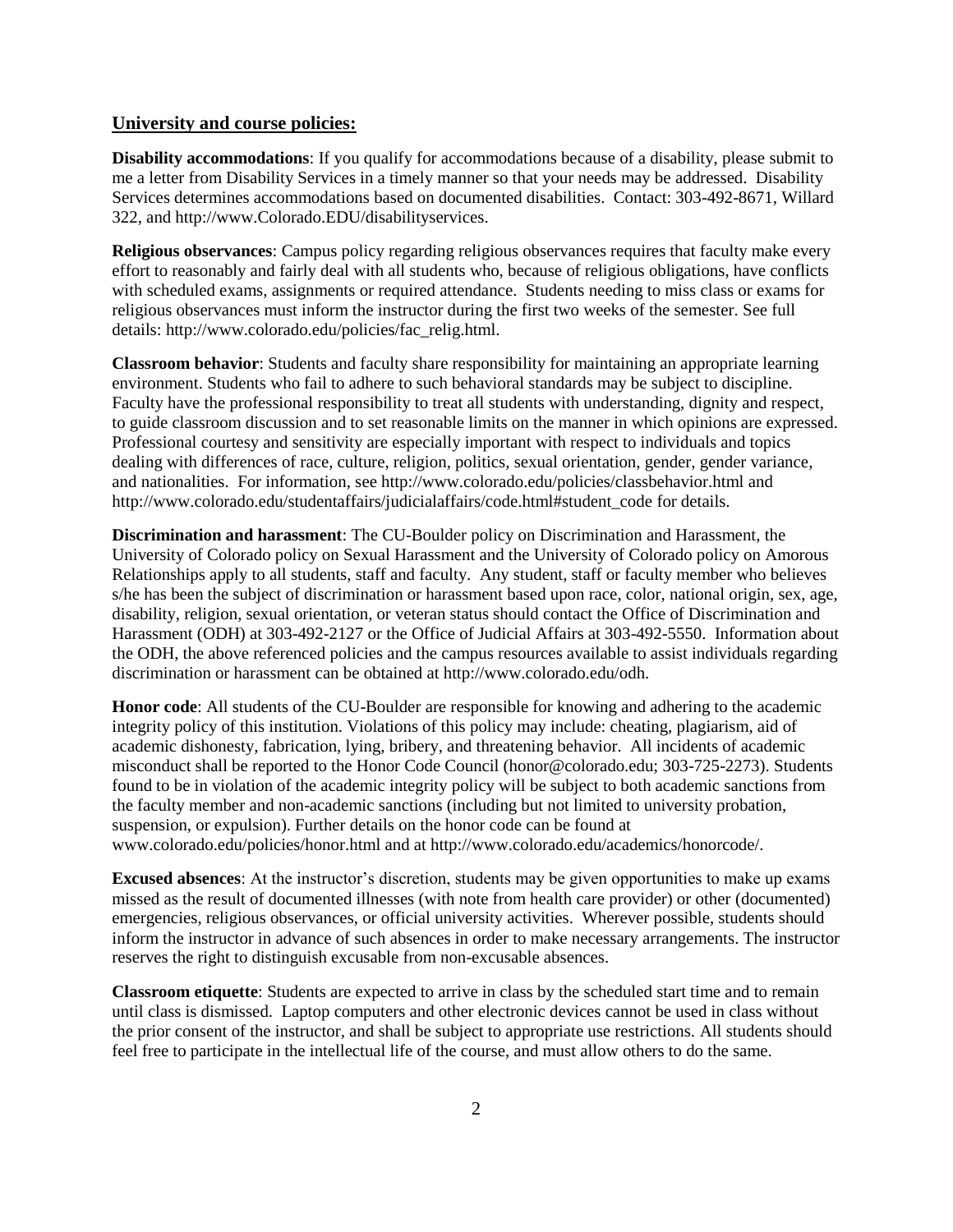## University and course policies:

**Disability accommodations**: If you qualify for accommodations because of a disability, please submit to me a letter from Disability Services in a timely manner so that your needs may be addressed. Disability Services determines accommodations based on documented disabilities. Contact: 303-492-8671, Willard 322, and http://www.Colorado.EDU/disabilityservices.

**Religious observances**: Campus policy regarding religious observances requires that faculty make every effort to reasonably and fairly deal with all students who, because of religious obligations, have conflicts with scheduled exams, assignments or required attendance. Students needing to miss class or exams for religious observances must inform the instructor during the first two weeks of the semester. See full details: http://www.colorado.edu/policies/fac_relig.html.

**Classroom behavior**: Students and faculty share responsibility for maintaining an appropriate learning environment. Students who fail to adhere to such behavioral standards may be subject to discipline. Faculty have the professional responsibility to treat all students with understanding, dignity and respect, to guide classroom discussion and to set reasonable limits on the manner in which opinions are expressed. Professional courtesy and sensitivity are especially important with respect to individuals and topics dealing with differences of race, culture, religion, politics, sexual orientation, gender, gender variance, and nationalities. For information, see http://www.colorado.edu/policies/classbehavior.html and http://www.colorado.edu/studentaffairs/judicialaffairs/code.html#student_code for details.

**Discrimination and harassment**: The CU-Boulder policy on Discrimination and Harassment, the University of Colorado policy on Sexual Harassment and the University of Colorado policy on Amorous Relationships apply to all students, staff and faculty. Any student, staff or faculty member who believes s/he has been the subject of discrimination or harassment based upon race, color, national origin, sex, age, disability, religion, sexual orientation, or veteran status should contact the Office of Discrimination and Harassment (ODH) at 303-492-2127 or the Office of Judicial Affairs at 303-492-5550. Information about the ODH, the above referenced policies and the campus resources available to assist individuals regarding discrimination or harassment can be obtained at http://www.colorado.edu/odh.

**Honor code**: All students of the CU-Boulder are responsible for knowing and adhering to the academic integrity policy of this institution. Violations of this policy may include: cheating, plagiarism, aid of academic dishonesty, fabrication, lying, bribery, and threatening behavior. All incidents of academic misconduct shall be reported to the Honor Code Council (honor@colorado.edu; 303-725-2273). Students found to be in violation of the academic integrity policy will be subject to both academic sanctions from the faculty member and non-academic sanctions (including but not limited to university probation, suspension, or expulsion). Further details on the honor code can be found at www.colorado.edu/policies/honor.html and at http://www.colorado.edu/academics/honorcode/.

**Excused absences**: At the instructor's discretion, students may be given opportunities to make up exams missed as the result of documented illnesses (with note from health care provider) or other (documented) emergencies, religious observances, or official university activities. Wherever possible, students should inform the instructor in advance of such absences in order to make necessary arrangements. The instructor reserves the right to distinguish excusable from non-excusable absences.

**Classroom etiquette**: Students are expected to arrive in class by the scheduled start time and to remain until class is dismissed. Laptop computers and other electronic devices cannot be used in class without the prior consent of the instructor, and shall be subject to appropriate use restrictions. All students should feel free to participate in the intellectual life of the course, and must allow others to do the same.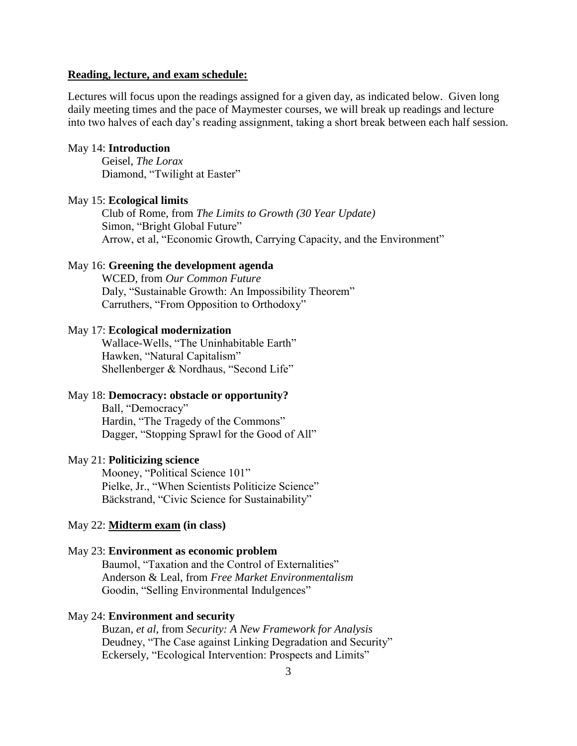**Reading, lecture, and exam schedule:**

Lectures will focus upon the readings assigned for a given day, as indicated below. Given long daily meeting times and the pace of Maymester courses, we will break up readings and lecture into two halves of each day's reading assignment, taking a short break between each half session.

May 14: **Introduction**
- Geisel, *The Lorax*
- Diamond, "Twilight at Easter"

May 15: **Ecological limits**
- Club of Rome, from *The Limits to Growth (30 Year Update)*
- Simon, "Bright Global Future"
- Arrow, et al, "Economic Growth, Carrying Capacity, and the Environment"

May 16: **Greening the development agenda**
- WCED, from *Our Common Future*
- Daly, "Sustainable Growth: An Impossibility Theorem"
- Carruthers, "From Opposition to Orthodoxy"

May 17: **Ecological modernization**
- Wallace-Wells, "The Uninhabitable Earth"
- Hawken, "Natural Capitalism"
- Shellenberger & Nordhaus, "Second Life"

May 18: **Democracy: obstacle or opportunity?**
- Ball, "Democracy"
- Hardin, "The Tragedy of the Commons"
- Dagger, "Stopping Sprawl for the Good of All"

May 21: **Politicizing science**
- Mooney, "Political Science 101"
- Pielke, Jr., "When Scientists Politicize Science"
- Bäckstrand, "Civic Science for Sustainability"

May 22: **<u>Midterm exam</u> (in class)**

May 23: **Environment as economic problem**
- Baumol, "Taxation and the Control of Externalities"
- Anderson & Leal, from *Free Market Environmentalism*
- Goodin, "Selling Environmental Indulgences"

May 24: **Environment and security**
- Buzan, *et al*, from *Security: A New Framework for Analysis*
- Deudney, "The Case against Linking Degradation and Security"
- Eckersely, "Ecological Intervention: Prospects and Limits"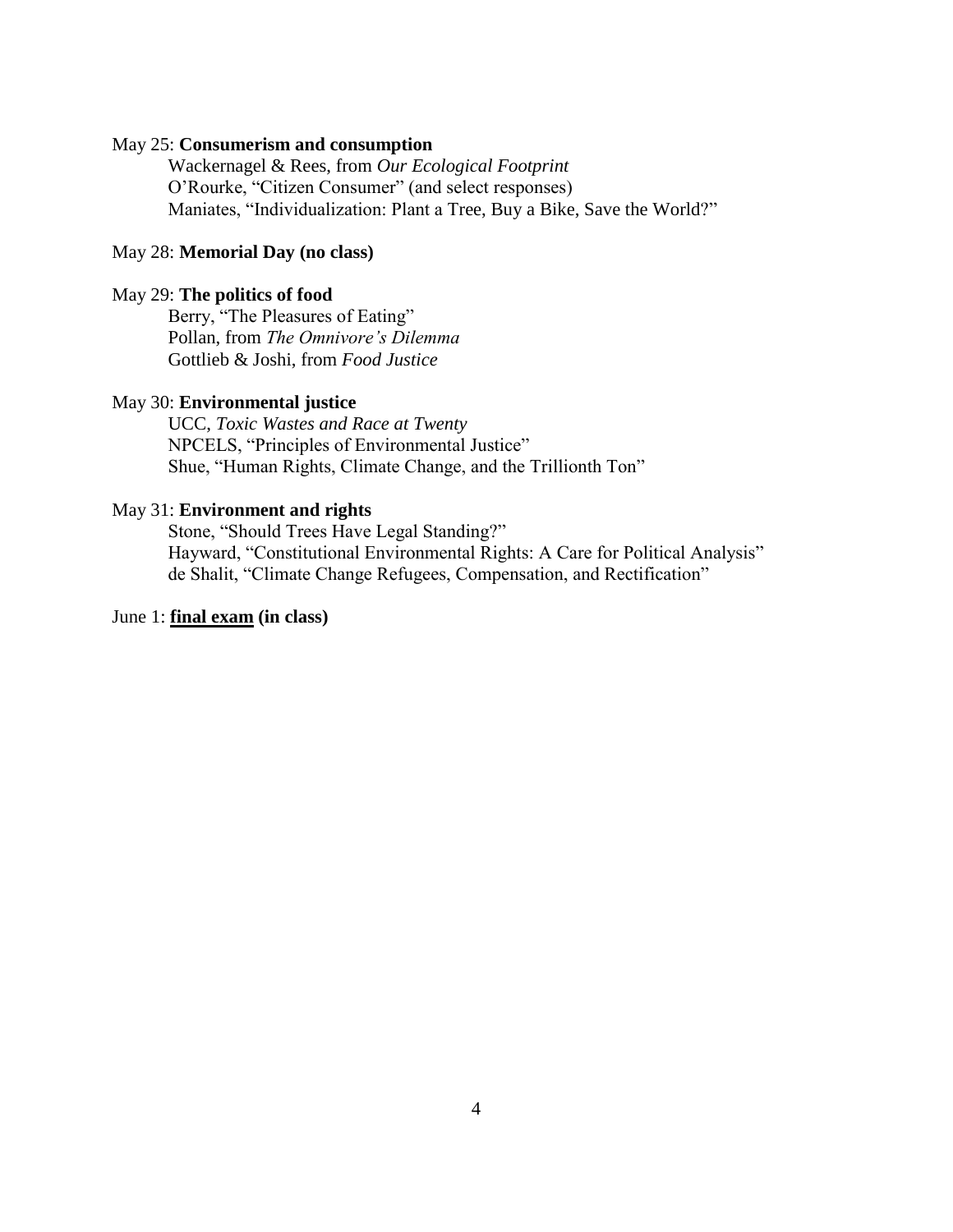May 25: **Consumerism and consumption**

Wackernagel & Rees, from *Our Ecological Footprint*
O'Rourke, "Citizen Consumer" (and select responses)
Maniates, "Individualization: Plant a Tree, Buy a Bike, Save the World?"

May 28: **Memorial Day (no class)**

May 29: **The politics of food**

Berry, "The Pleasures of Eating"
Pollan, from *The Omnivore's Dilemma*
Gottlieb & Joshi, from *Food Justice*

May 30: **Environmental justice**

UCC, *Toxic Wastes and Race at Twenty*
NPCELS, "Principles of Environmental Justice"
Shue, "Human Rights, Climate Change, and the Trillionth Ton"

May 31: **Environment and rights**

Stone, "Should Trees Have Legal Standing?"
Hayward, "Constitutional Environmental Rights: A Care for Political Analysis"
de Shalit, "Climate Change Refugees, Compensation, and Rectification"

June 1: **<u>final exam</u> (in class)**